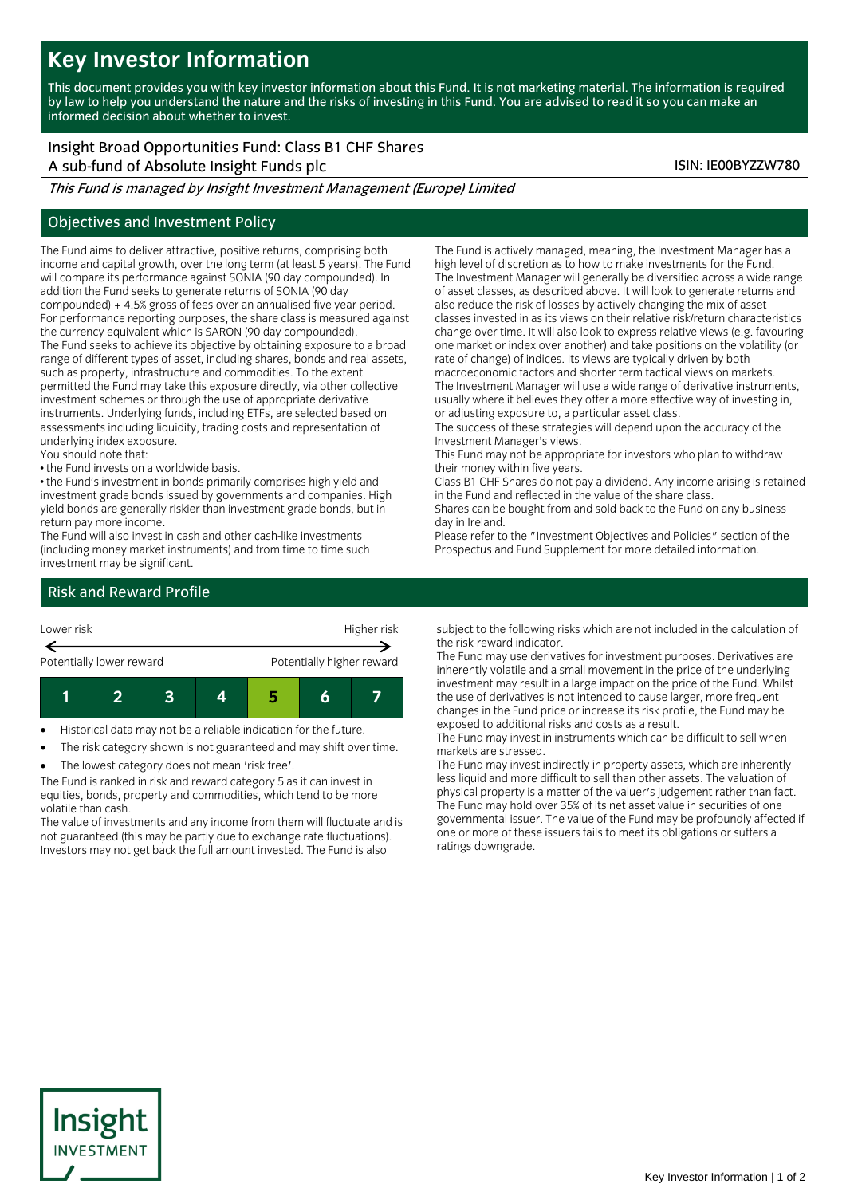# Key Investor Information

This document provides you with key investor information about this Fund. It is not marketing material. The information is required by law to help you understand the nature and the risks of investing in this Fund. You are advised to read it so you can make an informed decision about whether to invest.

Insight Broad Opportunities Fund: Class B1 CHF Shares
A sub-fund of Absolute Insight Funds plc

ISIN: IE00BYZZW780

*This Fund is managed by Insight Investment Management (Europe) Limited*

## Objectives and Investment Policy

The Fund aims to deliver attractive, positive returns, comprising both income and capital growth, over the long term (at least 5 years). The Fund will compare its performance against SONIA (90 day compounded). In addition the Fund seeks to generate returns of SONIA (90 day compounded) + 4.5% gross of fees over an annualised five year period. For performance reporting purposes, the share class is measured against the currency equivalent which is SARON (90 day compounded).

The Fund seeks to achieve its objective by obtaining exposure to a broad range of different types of asset, including shares, bonds and real assets, such as property, infrastructure and commodities. To the extent permitted the Fund may take this exposure directly, via other collective investment schemes or through the use of appropriate derivative instruments. Underlying funds, including ETFs, are selected based on assessments including liquidity, trading costs and representation of underlying index exposure.

You should note that:

• the Fund invests on a worldwide basis.

• the Fund's investment in bonds primarily comprises high yield and investment grade bonds issued by governments and companies. High yield bonds are generally riskier than investment grade bonds, but in return pay more income.

The Fund will also invest in cash and other cash-like investments (including money market instruments) and from time to time such investment may be significant.

The Fund is actively managed, meaning, the Investment Manager has a high level of discretion as to how to make investments for the Fund. The Investment Manager will generally be diversified across a wide range of asset classes, as described above. It will look to generate returns and also reduce the risk of losses by actively changing the mix of asset classes invested in as its views on their relative risk/return characteristics change over time. It will also look to express relative views (e.g. favouring one market or index over another) and take positions on the volatility (or rate of change) of indices. Its views are typically driven by both macroeconomic factors and shorter term tactical views on markets.

The Investment Manager will use a wide range of derivative instruments, usually where it believes they offer a more effective way of investing in, or adjusting exposure to, a particular asset class.

The success of these strategies will depend upon the accuracy of the Investment Manager's views.

This Fund may not be appropriate for investors who plan to withdraw their money within five years.

Class B1 CHF Shares do not pay a dividend. Any income arising is retained in the Fund and reflected in the value of the share class.

Shares can be bought from and sold back to the Fund on any business day in Ireland.

Please refer to the "Investment Objectives and Policies" section of the Prospectus and Fund Supplement for more detailed information.

## Risk and Reward Profile

Lower risk ← → Higher risk

Potentially lower reward — Potentially higher reward

| 1 | 2 | 3 | 4 | **5** | 6 | 7 |
|---|---|---|---|---|---|---|

- Historical data may not be a reliable indication for the future.
- The risk category shown is not guaranteed and may shift over time.
- The lowest category does not mean 'risk free'.

The Fund is ranked in risk and reward category 5 as it can invest in equities, bonds, property and commodities, which tend to be more volatile than cash.

The value of investments and any income from them will fluctuate and is not guaranteed (this may be partly due to exchange rate fluctuations). Investors may not get back the full amount invested. The Fund is also subject to the following risks which are not included in the calculation of the risk-reward indicator.

The Fund may use derivatives for investment purposes. Derivatives are inherently volatile and a small movement in the price of the underlying investment may result in a large impact on the price of the Fund. Whilst the use of derivatives is not intended to cause larger, more frequent changes in the Fund price or increase its risk profile, the Fund may be exposed to additional risks and costs as a result.

The Fund may invest in instruments which can be difficult to sell when markets are stressed.

The Fund may invest indirectly in property assets, which are inherently less liquid and more difficult to sell than other assets. The valuation of physical property is a matter of the valuer's judgement rather than fact.

The Fund may hold over 35% of its net asset value in securities of one governmental issuer. The value of the Fund may be profoundly affected if one or more of these issuers fails to meet its obligations or suffers a ratings downgrade.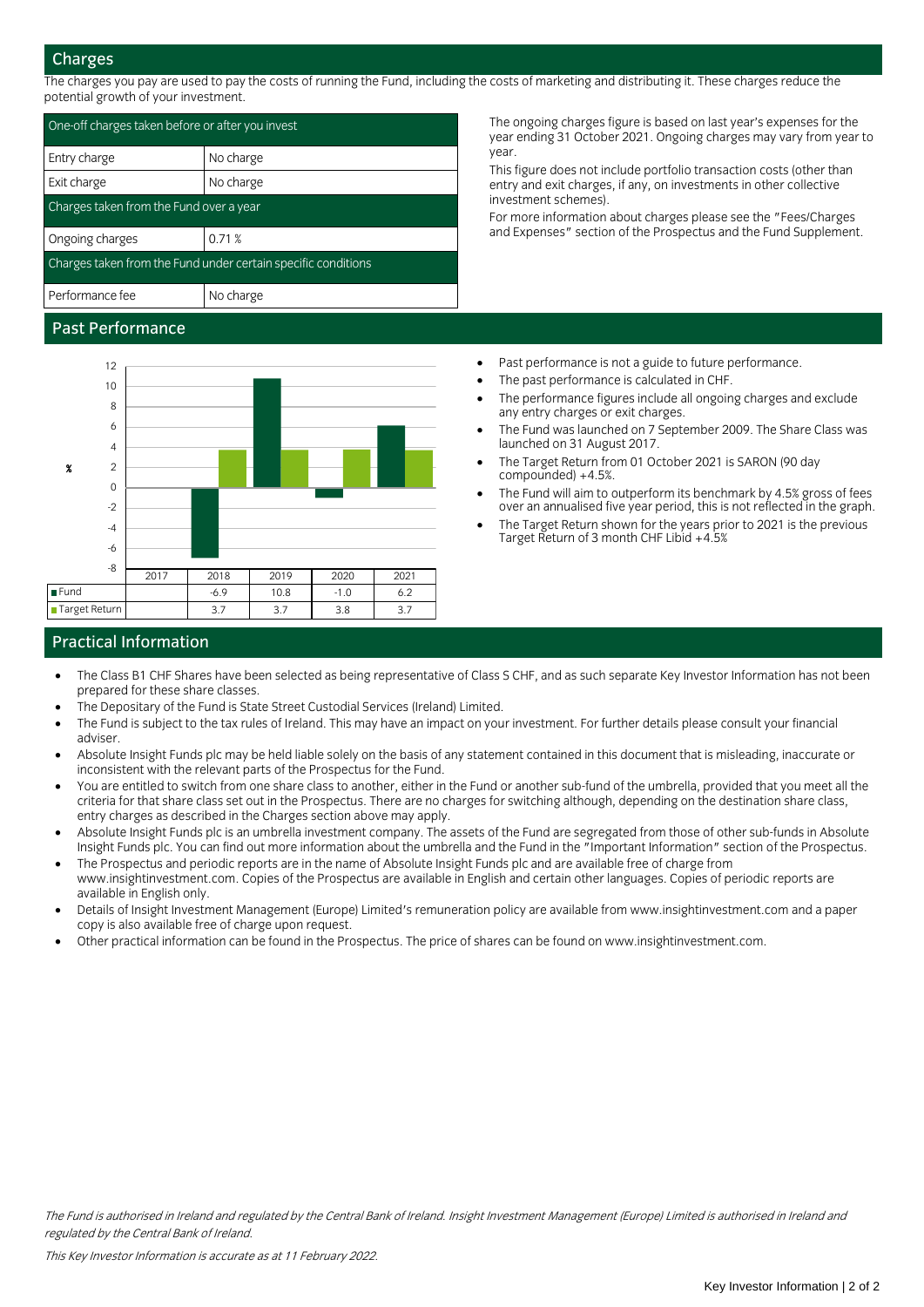## Charges

The charges you pay are used to pay the costs of running the Fund, including the costs of marketing and distributing it. These charges reduce the potential growth of your investment.

| One-off charges taken before or after you invest | |
|---|---|
| Entry charge | No charge |
| Exit charge | No charge |
| **Charges taken from the Fund over a year** | |
| Ongoing charges | 0.71 % |
| **Charges taken from the Fund under certain specific conditions** | |
| Performance fee | No charge |

The ongoing charges figure is based on last year's expenses for the year ending 31 October 2021. Ongoing charges may vary from year to year.

This figure does not include portfolio transaction costs (other than entry and exit charges, if any, on investments in other collective investment schemes).

For more information about charges please see the "Fees/Charges and Expenses" section of the Prospectus and the Fund Supplement.

## Past Performance

%

12
10
8
6
4
2
0
-2
-4
-6
-8

2017 2018 2019 2020 2021

Fund: -6.9 (2018), 10.8 (2019), -1.0 (2020), 6.2 (2021)

Target Return: 3.7 (2018), 3.7 (2019), 3.8 (2020), 3.7 (2021)

- Past performance is not a guide to future performance.
- The past performance is calculated in CHF.
- The performance figures include all ongoing charges and exclude any entry charges or exit charges.
- The Fund was launched on 7 September 2009. The Share Class was launched on 31 August 2017.
- The Target Return from 01 October 2021 is SARON (90 day compounded) +4.5%.
- The Fund will aim to outperform its benchmark by 4.5% gross of fees over an annualised five year period, this is not reflected in the graph.
- The Target Return shown for the years prior to 2021 is the previous Target Return of 3 month CHF Libid +4.5%

## Practical Information

- The Class B1 CHF Shares have been selected as being representative of Class S CHF, and as such separate Key Investor Information has not been prepared for these share classes.
- The Depositary of the Fund is State Street Custodial Services (Ireland) Limited.
- The Fund is subject to the tax rules of Ireland. This may have an impact on your investment. For further details please consult your financial adviser.
- Absolute Insight Funds plc may be held liable solely on the basis of any statement contained in this document that is misleading, inaccurate or inconsistent with the relevant parts of the Prospectus for the Fund.
- You are entitled to switch from one share class to another, either in the Fund or another sub-fund of the umbrella, provided that you meet all the criteria for that share class set out in the Prospectus. There are no charges for switching although, depending on the destination share class, entry charges as described in the Charges section above may apply.
- Absolute Insight Funds plc is an umbrella investment company. The assets of the Fund are segregated from those of other sub-funds in Absolute Insight Funds plc. You can find out more information about the umbrella and the Fund in the "Important Information" section of the Prospectus.
- The Prospectus and periodic reports are in the name of Absolute Insight Funds plc and are available free of charge from www.insightinvestment.com. Copies of the Prospectus are available in English and certain other languages. Copies of periodic reports are available in English only.
- Details of Insight Investment Management (Europe) Limited's remuneration policy are available from www.insightinvestment.com and a paper copy is also available free of charge upon request.
- Other practical information can be found in the Prospectus. The price of shares can be found on www.insightinvestment.com.

*The Fund is authorised in Ireland and regulated by the Central Bank of Ireland. Insight Investment Management (Europe) Limited is authorised in Ireland and regulated by the Central Bank of Ireland.*

*This Key Investor Information is accurate as at 11 February 2022.*